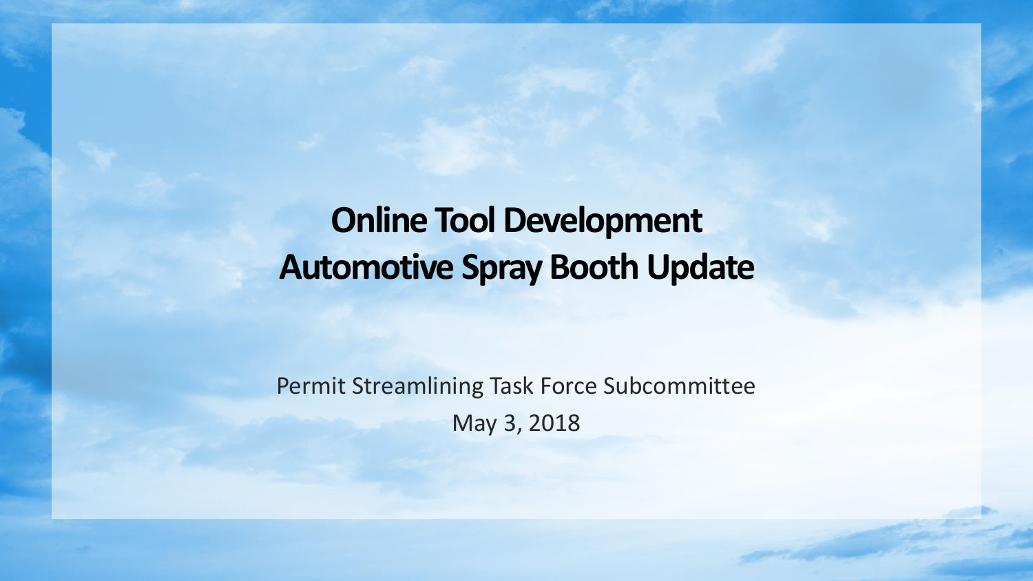# Online Tool Development
# Automotive Spray Booth Update

Permit Streamlining Task Force Subcommittee

May 3, 2018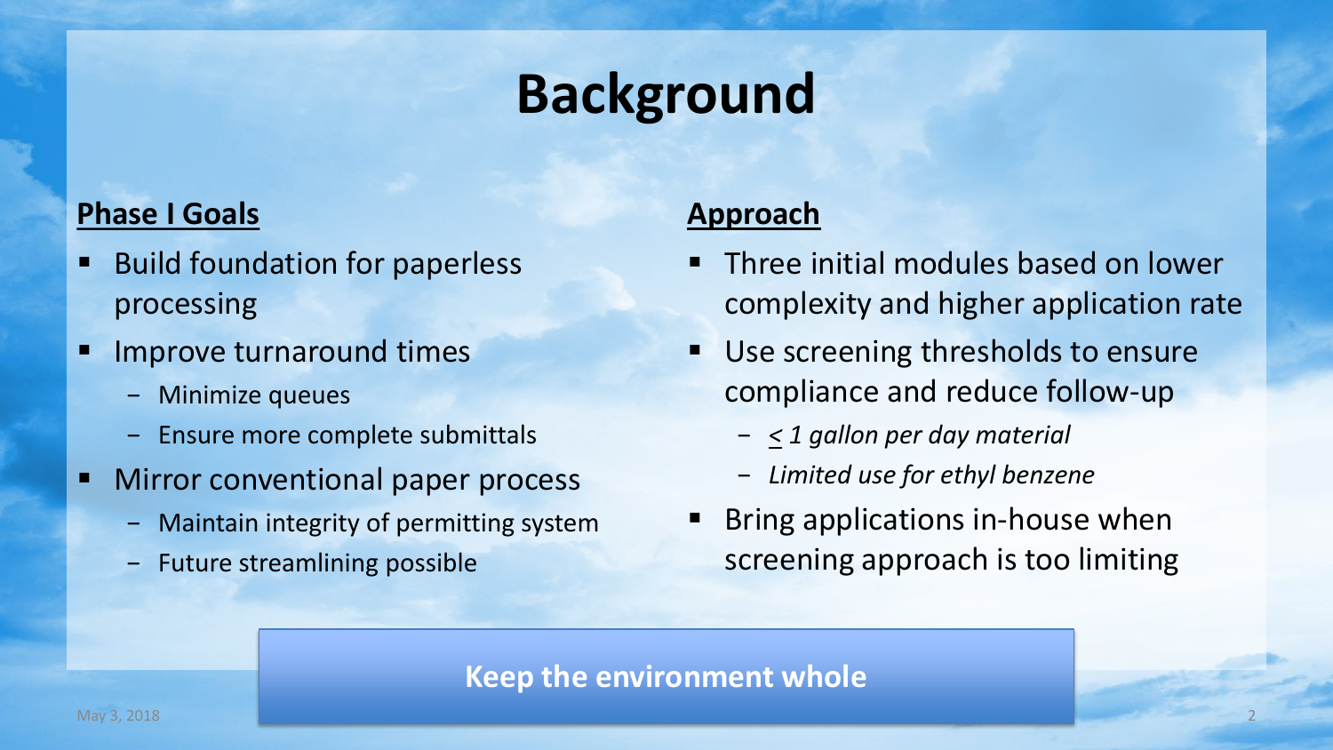# Background

## Phase I Goals

- Build foundation for paperless processing
- Improve turnaround times
  - Minimize queues
  - Ensure more complete submittals
- Mirror conventional paper process
  - Maintain integrity of permitting system
  - Future streamlining possible

## Approach

- Three initial modules based on lower complexity and higher application rate
- Use screening thresholds to ensure compliance and reduce follow-up
  - *$\leq$ 1 gallon per day material*
  - *Limited use for ethyl benzene*
- Bring applications in-house when screening approach is too limiting

**Keep the environment whole**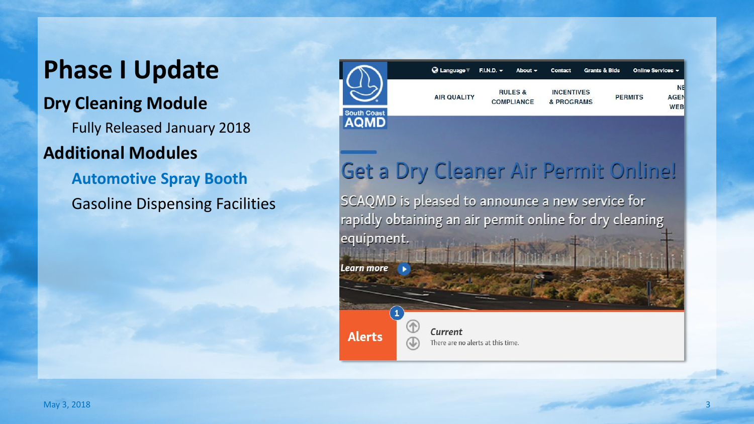# Phase I Update

## Dry Cleaning Module

Fully Released January 2018

## Additional Modules

**Automotive Spray Booth**

Gasoline Dispensing Facilities

Language F.I.N.D. About Contact Grants & Bids Online Services

South Coast AQMD

AIR QUALITY | RULES & COMPLIANCE | INCENTIVES & PROGRAMS | PERMITS

## Get a Dry Cleaner Air Permit Online!

SCAQMD is pleased to announce a new service for rapidly obtaining an air permit online for dry cleaning equipment.

*Learn more*

**Alerts**

*Current*

There are no alerts at this time.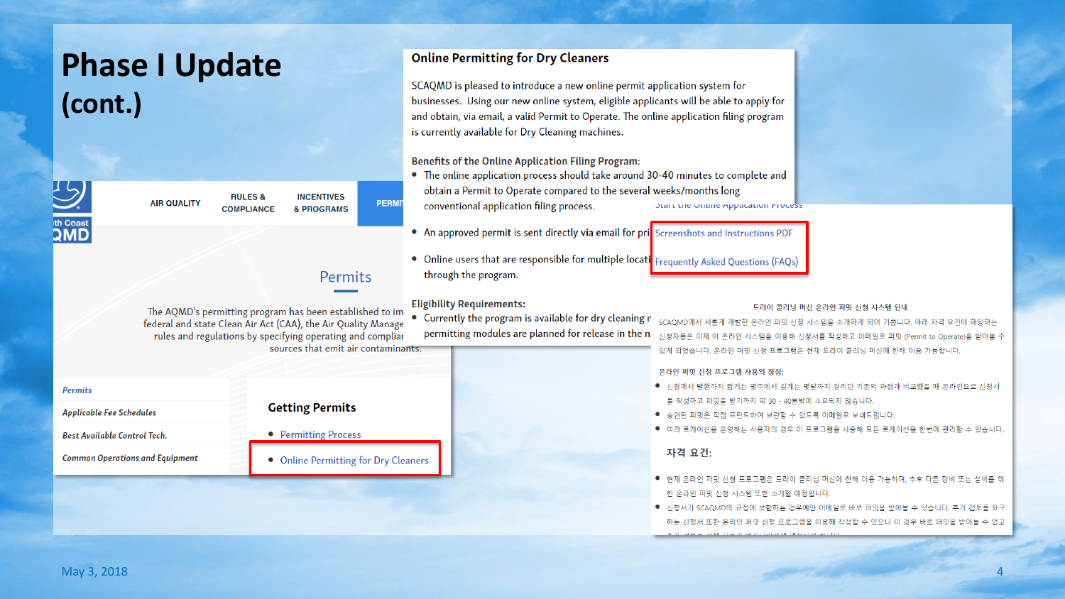# Phase I Update (cont.)

AIR QUALITY | RULES & COMPLIANCE | INCENTIVES & PROGRAMS | PERMI

## Permits

The AQMD's permitting program has been established to im federal and state Clean Air Act (CAA), the Air Quality Manage rules and regulations by specifying operating and complia sources that emit air contaminants.

*Permits*

*Applicable Fee Schedules*

*Best Available Control Tech.*

*Common Operations and Equipment*

### Getting Permits

- Permitting Process
- Online Permitting for Dry Cleaners

## Online Permitting for Dry Cleaners

SCAQMD is pleased to introduce a new online permit application system for businesses. Using our new online system, eligible applicants will be able to apply for and obtain, via email, a valid Permit to Operate. The online application filing program is currently available for Dry Cleaning machines.

Benefits of the Online Application Filing Program:

- The online application process should take around 30-40 minutes to complete and obtain a Permit to Operate compared to the several weeks/months long conventional application filing process.
- An approved permit is sent directly via email for pri
- Online users that are responsible for multiple locati through the program.

Eligibility Requirements:

- Currently the program is available for dry cleaning r permitting modules are planned for release in the n

Start the Online Application Process

Screenshots and Instructions PDF

Frequently Asked Questions (FAQs)

드라이 클리닝 머신 온라인 퍼밋 신청 시스템 안내

SCAQMD에서 새롭게 개발한 온라인 퍼밋 신청 시스템을 소개하게 되어 기쁩니다. 아래 자격 요건에 해당하는 신청자들은 이제 이 온라인 시스템을 이용해 신청서를 작성하고 이메일로 퍼밋 (Permit to Operate)을 받아볼 수 있게 되었습니다. 온라인 퍼밋 신청 프로그램은 현재 드라이 클리닝 머신에 한해 이용 가능합니다.

온라인 퍼밋 신청 프로그램 사용의 장점:

- 신청에서 발행까지 짧게는 몇주에서 길게는 몇달까지 걸리던 기존의 과정과 비교했을 때 온라인으로 신청서를 작성하고 퍼밋을 받기까지 약 30 - 40분밖에 소요되지 않습니다.
- 승인된 퍼밋은 직접 프린트하여 보관할 수 있도록 이메일로 보내드립니다.
- 여러 로케이션을 운영하는 사용자의 경우 이 프로그램을 사용해 모든 로케이션을 한번에 관리할 수 있습니다.

자격 요건:

- 현재 온라인 퍼밋 신청 프로그램은 드라이 클리닝 머신에 한해 이용 가능하며, 추후 다른 장비 또는 설비를 위한 온라인 퍼밋 신청 시스템 또한 소개할 예정입니다.
- 신청서가 SCAQMD의 규정에 부합하는 경우에만 이메일로 바로 퍼밋을 받아볼 수 있습니다. 추가 검토를 요구하는 신청서 또한 온라인 퍼밋 신청 프로그램을 이용해 작성할 수 있으나 이 경우 바로 퍼밋을 받아볼 수 없고

May 3, 2018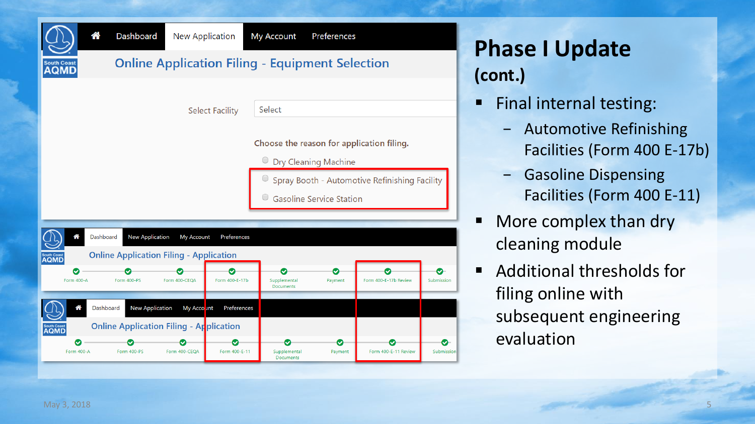# Phase I Update (cont.)

- Final internal testing:
  - Automotive Refinishing Facilities (Form 400 E-17b)
  - Gasoline Dispensing Facilities (Form 400 E-11)
- More complex than dry cleaning module
- Additional thresholds for filing online with subsequent engineering evaluation

South Coast AQMD

Dashboard | New Application | My Account | Preferences

**Online Application Filing - Equipment Selection**

Select Facility: Select

Choose the reason for application filing.

- Dry Cleaning Machine
- Spray Booth - Automotive Refinishing Facility
- Gasoline Service Station

**Online Application Filing - Application**

Form 400-A → Form 400-PS → Form 400-CEQA → Form 400-E-17b → Supplemental Documents → Payment → Form 400-E-17b Review → Submission

**Online Application Filing - Application**

Form 400-A → Form 400-PS → Form 400-CEQA → Form 400-E-11 → Supplemental Documents → Payment → Form 400-E-11 Review → Submission

May 3, 2018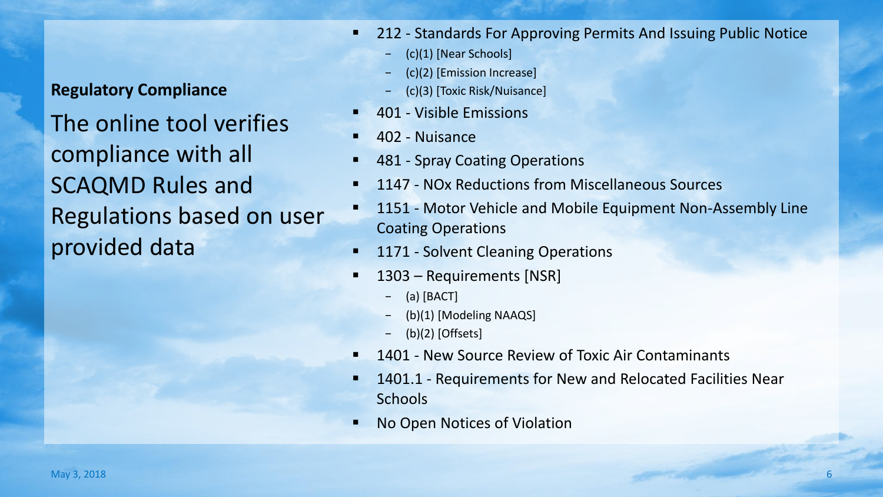**Regulatory Compliance**

The online tool verifies compliance with all SCAQMD Rules and Regulations based on user provided data

- 212 - Standards For Approving Permits And Issuing Public Notice
  - (c)(1) [Near Schools]
  - (c)(2) [Emission Increase]
  - (c)(3) [Toxic Risk/Nuisance]
- 401 - Visible Emissions
- 402 - Nuisance
- 481 - Spray Coating Operations
- 1147 - NOx Reductions from Miscellaneous Sources
- 1151 - Motor Vehicle and Mobile Equipment Non-Assembly Line Coating Operations
- 1171 - Solvent Cleaning Operations
- 1303 – Requirements [NSR]
  - (a) [BACT]
  - (b)(1) [Modeling NAAQS]
  - (b)(2) [Offsets]
- 1401 - New Source Review of Toxic Air Contaminants
- 1401.1 - Requirements for New and Relocated Facilities Near Schools
- No Open Notices of Violation

May 3, 2018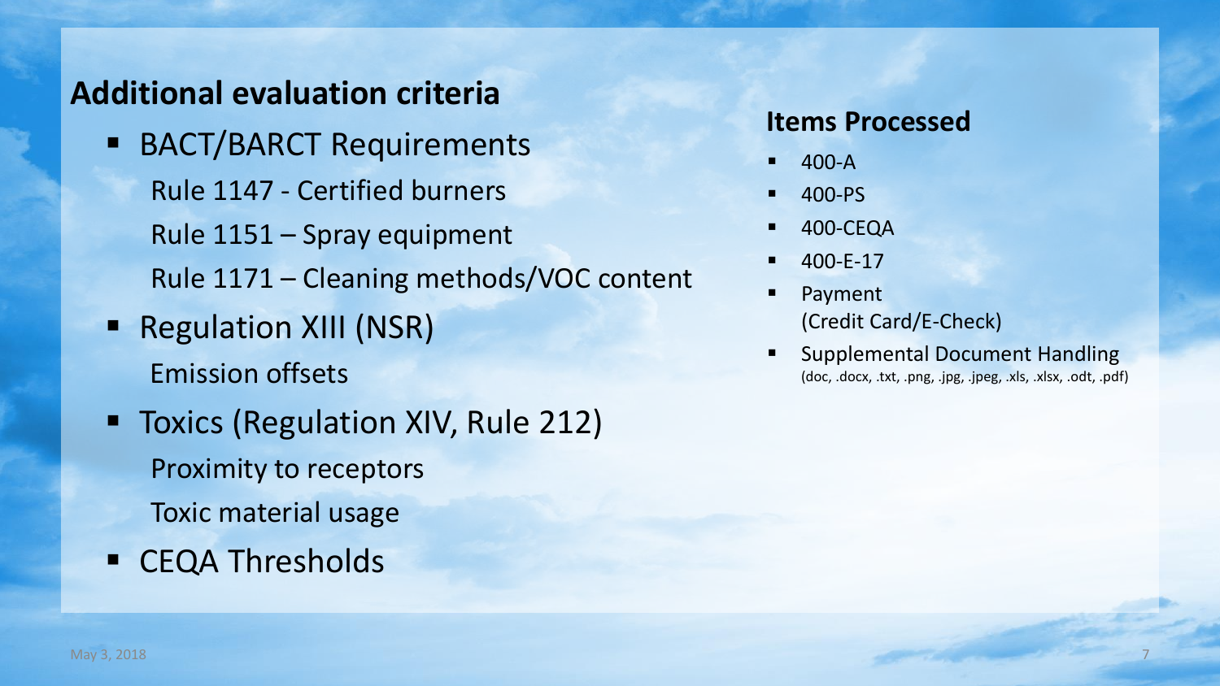## Additional evaluation criteria

- BACT/BARCT Requirements
  - Rule 1147 - Certified burners
  - Rule 1151 – Spray equipment
  - Rule 1171 – Cleaning methods/VOC content
- Regulation XIII (NSR)
  - Emission offsets
- Toxics (Regulation XIV, Rule 212)
  - Proximity to receptors
  - Toxic material usage
- CEQA Thresholds

## Items Processed

- 400-A
- 400-PS
- 400-CEQA
- 400-E-17
- Payment (Credit Card/E-Check)
- Supplemental Document Handling (doc, .docx, .txt, .png, .jpg, .jpeg, .xls, .xlsx, .odt, .pdf)

May 3, 2018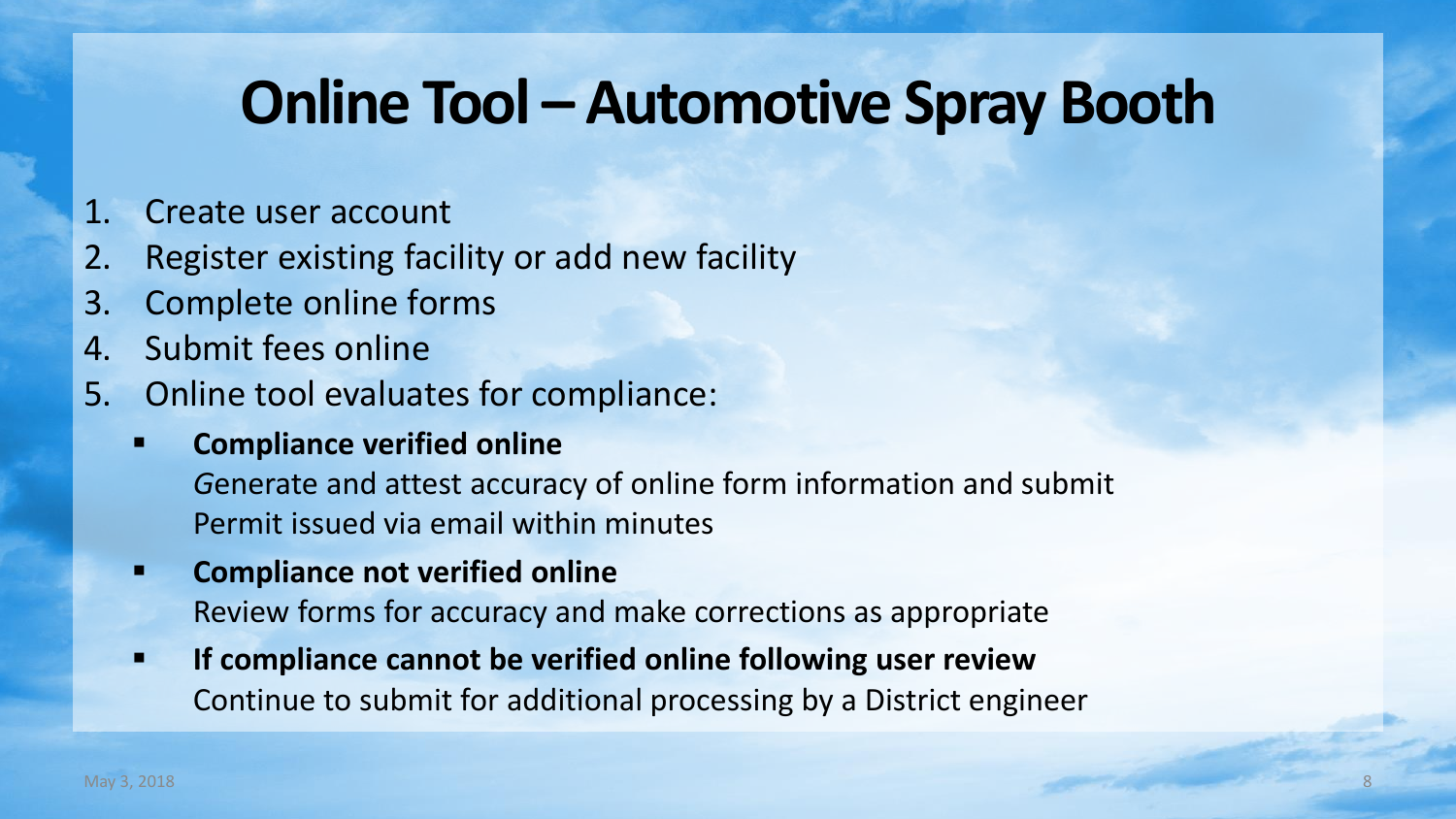# Online Tool – Automotive Spray Booth

1. Create user account
2. Register existing facility or add new facility
3. Complete online forms
4. Submit fees online
5. Online tool evaluates for compliance:
   - **Compliance verified online**
     *G*enerate and attest accuracy of online form information and submit
     Permit issued via email within minutes
   - **Compliance not verified online**
     Review forms for accuracy and make corrections as appropriate
   - **If compliance cannot be verified online following user review**
     Continue to submit for additional processing by a District engineer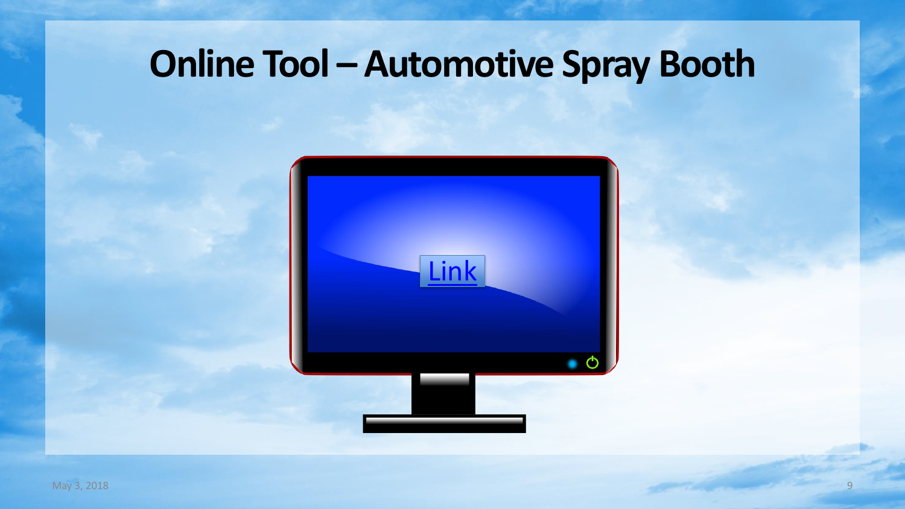# Online Tool – Automotive Spray Booth

Link